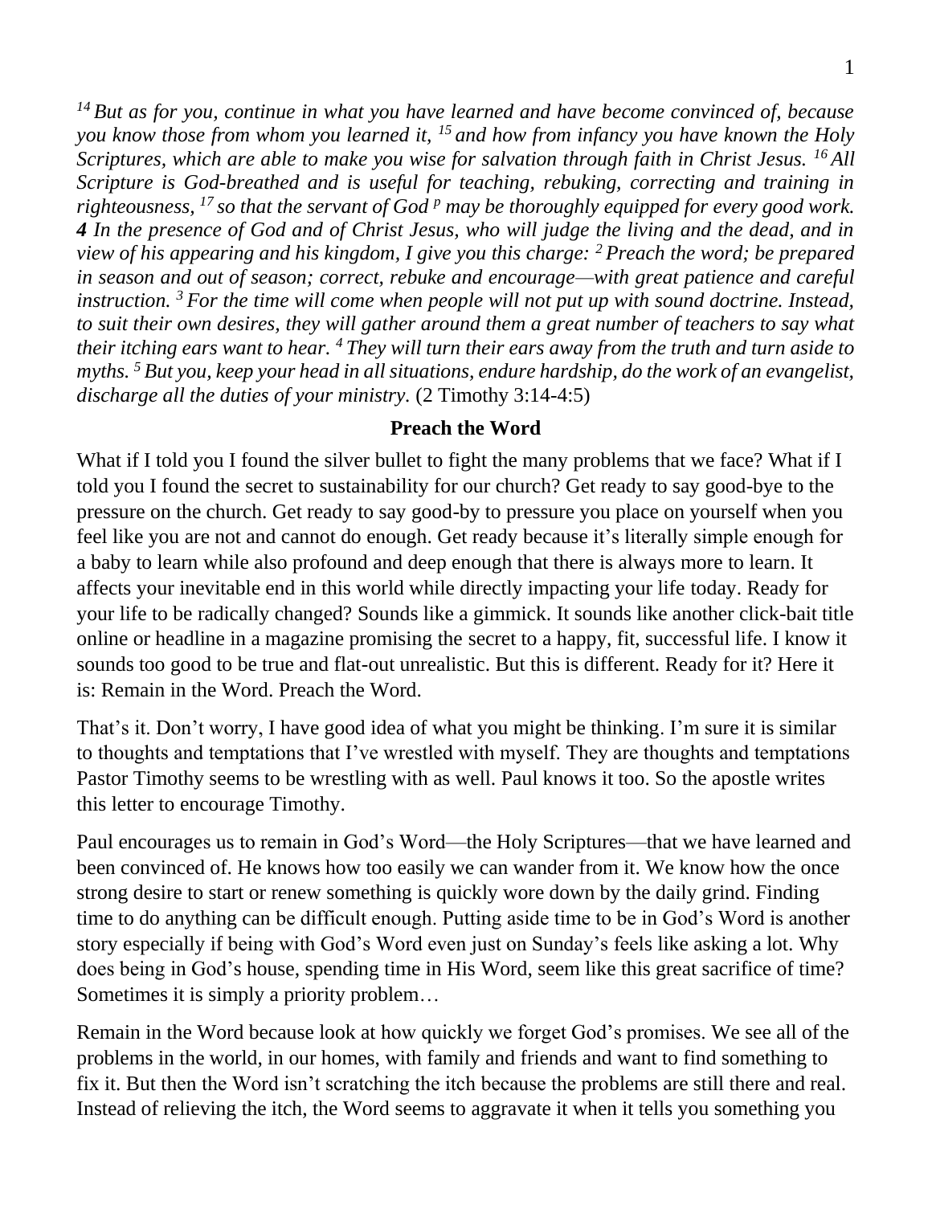*[14] But as for you, continue in what you have learned and have become convinced of, because you know those from whom you learned it, [15] and how from infancy you have known the Holy Scriptures, which are able to make you wise for salvation through faith in Christ Jesus. [16] All Scripture is God-breathed and is useful for teaching, rebuking, correcting and training in righteousness, [17] so that the servant of God [p] may be thoroughly equipped for every good work.* ***4*** *In the presence of God and of Christ Jesus, who will judge the living and the dead, and in view of his appearing and his kingdom, I give you this charge: [2] Preach the word; be prepared in season and out of season; correct, rebuke and encourage—with great patience and careful instruction. [3] For the time will come when people will not put up with sound doctrine. Instead, to suit their own desires, they will gather around them a great number of teachers to say what their itching ears want to hear. [4] They will turn their ears away from the truth and turn aside to myths. [5] But you, keep your head in all situations, endure hardship, do the work of an evangelist, discharge all the duties of your ministry.* (2 Timothy 3:14-4:5)

**Preach the Word**

What if I told you I found the silver bullet to fight the many problems that we face? What if I told you I found the secret to sustainability for our church? Get ready to say good-bye to the pressure on the church. Get ready to say good-by to pressure you place on yourself when you feel like you are not and cannot do enough. Get ready because it's literally simple enough for a baby to learn while also profound and deep enough that there is always more to learn. It affects your inevitable end in this world while directly impacting your life today. Ready for your life to be radically changed? Sounds like a gimmick. It sounds like another click-bait title online or headline in a magazine promising the secret to a happy, fit, successful life. I know it sounds too good to be true and flat-out unrealistic. But this is different. Ready for it? Here it is: Remain in the Word. Preach the Word.

That's it. Don't worry, I have good idea of what you might be thinking. I'm sure it is similar to thoughts and temptations that I've wrestled with myself. They are thoughts and temptations Pastor Timothy seems to be wrestling with as well. Paul knows it too. So the apostle writes this letter to encourage Timothy.

Paul encourages us to remain in God's Word—the Holy Scriptures—that we have learned and been convinced of. He knows how too easily we can wander from it. We know how the once strong desire to start or renew something is quickly wore down by the daily grind. Finding time to do anything can be difficult enough. Putting aside time to be in God's Word is another story especially if being with God's Word even just on Sunday's feels like asking a lot. Why does being in God's house, spending time in His Word, seem like this great sacrifice of time? Sometimes it is simply a priority problem…

Remain in the Word because look at how quickly we forget God's promises. We see all of the problems in the world, in our homes, with family and friends and want to find something to fix it. But then the Word isn't scratching the itch because the problems are still there and real. Instead of relieving the itch, the Word seems to aggravate it when it tells you something you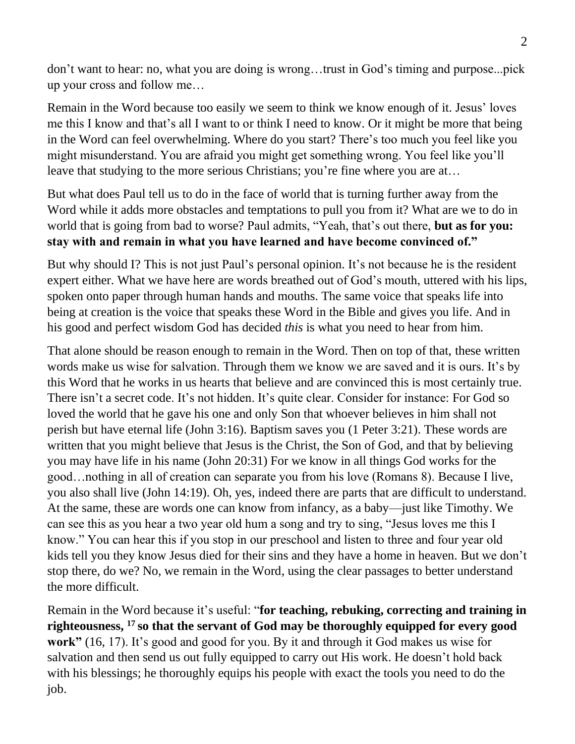don't want to hear: no, what you are doing is wrong…trust in God's timing and purpose...pick up your cross and follow me…

Remain in the Word because too easily we seem to think we know enough of it. Jesus' loves me this I know and that's all I want to or think I need to know. Or it might be more that being in the Word can feel overwhelming. Where do you start? There's too much you feel like you might misunderstand. You are afraid you might get something wrong. You feel like you'll leave that studying to the more serious Christians; you're fine where you are at…

But what does Paul tell us to do in the face of world that is turning further away from the Word while it adds more obstacles and temptations to pull you from it? What are we to do in world that is going from bad to worse? Paul admits, "Yeah, that's out there, **but as for you: stay with and remain in what you have learned and have become convinced of."**

But why should I? This is not just Paul's personal opinion. It's not because he is the resident expert either. What we have here are words breathed out of God's mouth, uttered with his lips, spoken onto paper through human hands and mouths. The same voice that speaks life into being at creation is the voice that speaks these Word in the Bible and gives you life. And in his good and perfect wisdom God has decided *this* is what you need to hear from him.

That alone should be reason enough to remain in the Word. Then on top of that, these written words make us wise for salvation. Through them we know we are saved and it is ours. It's by this Word that he works in us hearts that believe and are convinced this is most certainly true. There isn't a secret code. It's not hidden. It's quite clear. Consider for instance: For God so loved the world that he gave his one and only Son that whoever believes in him shall not perish but have eternal life (John 3:16). Baptism saves you (1 Peter 3:21). These words are written that you might believe that Jesus is the Christ, the Son of God, and that by believing you may have life in his name (John 20:31) For we know in all things God works for the good…nothing in all of creation can separate you from his love (Romans 8). Because I live, you also shall live (John 14:19). Oh, yes, indeed there are parts that are difficult to understand. At the same, these are words one can know from infancy, as a baby—just like Timothy. We can see this as you hear a two year old hum a song and try to sing, "Jesus loves me this I know." You can hear this if you stop in our preschool and listen to three and four year old kids tell you they know Jesus died for their sins and they have a home in heaven. But we don't stop there, do we? No, we remain in the Word, using the clear passages to better understand the more difficult.

Remain in the Word because it's useful: "**for teaching, rebuking, correcting and training in righteousness, [17] so that the servant of God may be thoroughly equipped for every good work"** (16, 17). It's good and good for you. By it and through it God makes us wise for salvation and then send us out fully equipped to carry out His work. He doesn't hold back with his blessings; he thoroughly equips his people with exact the tools you need to do the job.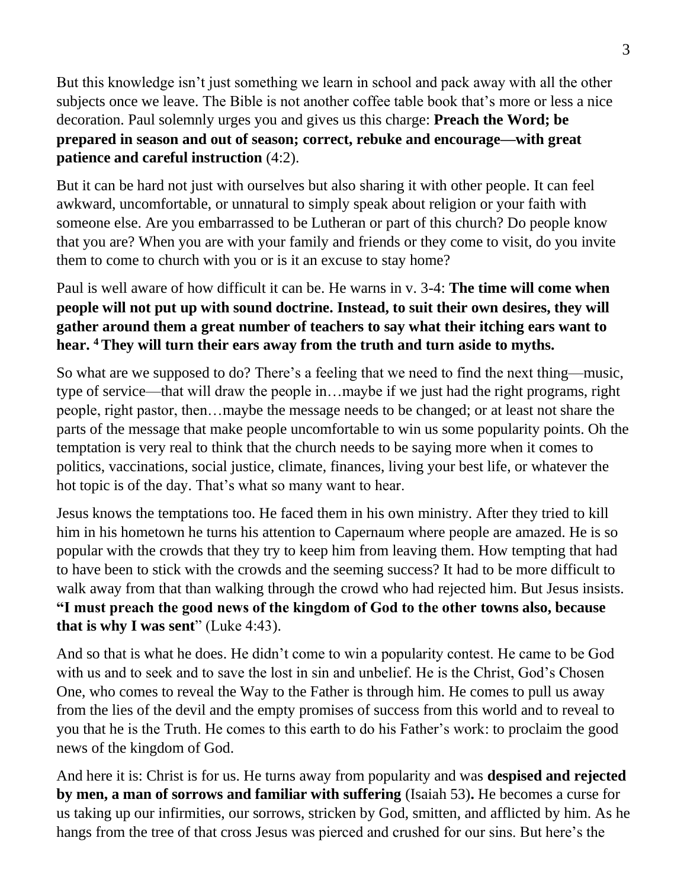But this knowledge isn't just something we learn in school and pack away with all the other subjects once we leave. The Bible is not another coffee table book that's more or less a nice decoration. Paul solemnly urges you and gives us this charge: **Preach the Word; be prepared in season and out of season; correct, rebuke and encourage—with great patience and careful instruction** (4:2).

But it can be hard not just with ourselves but also sharing it with other people. It can feel awkward, uncomfortable, or unnatural to simply speak about religion or your faith with someone else. Are you embarrassed to be Lutheran or part of this church? Do people know that you are? When you are with your family and friends or they come to visit, do you invite them to come to church with you or is it an excuse to stay home?

Paul is well aware of how difficult it can be. He warns in v. 3-4: **The time will come when people will not put up with sound doctrine. Instead, to suit their own desires, they will gather around them a great number of teachers to say what their itching ears want to hear. [4] They will turn their ears away from the truth and turn aside to myths.**

So what are we supposed to do? There's a feeling that we need to find the next thing—music, type of service—that will draw the people in…maybe if we just had the right programs, right people, right pastor, then…maybe the message needs to be changed; or at least not share the parts of the message that make people uncomfortable to win us some popularity points. Oh the temptation is very real to think that the church needs to be saying more when it comes to politics, vaccinations, social justice, climate, finances, living your best life, or whatever the hot topic is of the day. That's what so many want to hear.

Jesus knows the temptations too. He faced them in his own ministry. After they tried to kill him in his hometown he turns his attention to Capernaum where people are amazed. He is so popular with the crowds that they try to keep him from leaving them. How tempting that had to have been to stick with the crowds and the seeming success? It had to be more difficult to walk away from that than walking through the crowd who had rejected him. But Jesus insists. **"I must preach the good news of the kingdom of God to the other towns also, because that is why I was sent**" (Luke 4:43).

And so that is what he does. He didn't come to win a popularity contest. He came to be God with us and to seek and to save the lost in sin and unbelief. He is the Christ, God's Chosen One, who comes to reveal the Way to the Father is through him. He comes to pull us away from the lies of the devil and the empty promises of success from this world and to reveal to you that he is the Truth. He comes to this earth to do his Father's work: to proclaim the good news of the kingdom of God.

And here it is: Christ is for us. He turns away from popularity and was **despised and rejected by men, a man of sorrows and familiar with suffering** (Isaiah 53)**.** He becomes a curse for us taking up our infirmities, our sorrows, stricken by God, smitten, and afflicted by him. As he hangs from the tree of that cross Jesus was pierced and crushed for our sins. But here's the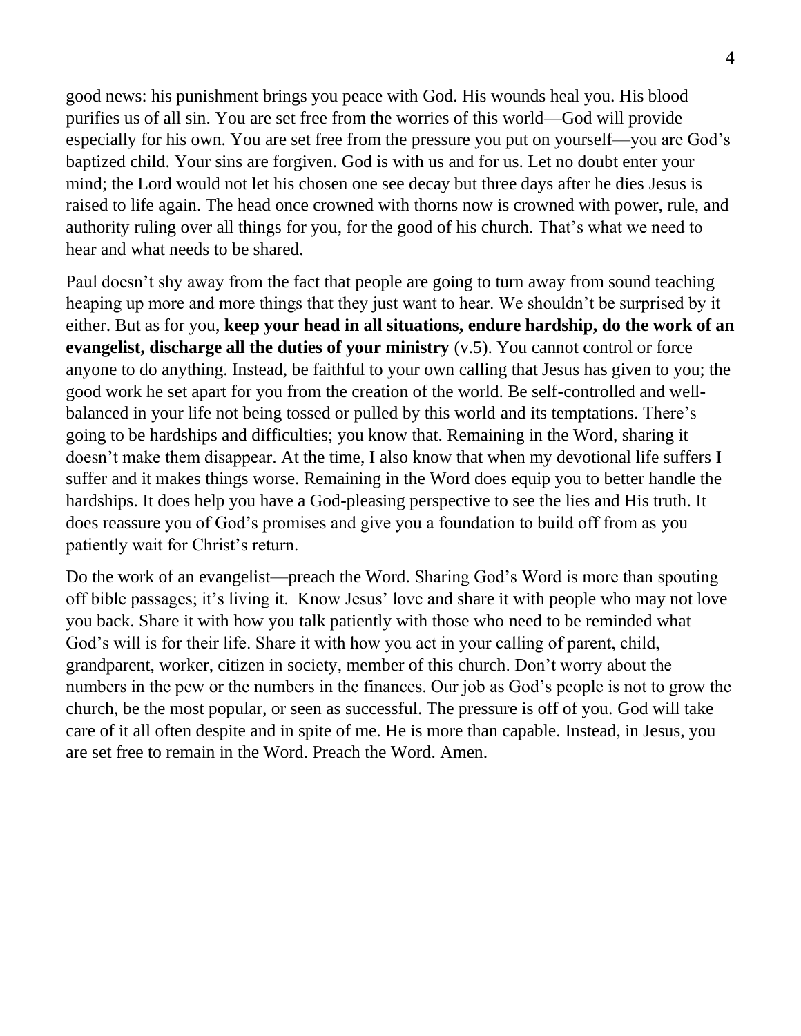good news: his punishment brings you peace with God. His wounds heal you. His blood purifies us of all sin. You are set free from the worries of this world—God will provide especially for his own. You are set free from the pressure you put on yourself—you are God's baptized child. Your sins are forgiven. God is with us and for us. Let no doubt enter your mind; the Lord would not let his chosen one see decay but three days after he dies Jesus is raised to life again. The head once crowned with thorns now is crowned with power, rule, and authority ruling over all things for you, for the good of his church. That's what we need to hear and what needs to be shared.

Paul doesn't shy away from the fact that people are going to turn away from sound teaching heaping up more and more things that they just want to hear. We shouldn't be surprised by it either. But as for you, **keep your head in all situations, endure hardship, do the work of an evangelist, discharge all the duties of your ministry** (v.5). You cannot control or force anyone to do anything. Instead, be faithful to your own calling that Jesus has given to you; the good work he set apart for you from the creation of the world. Be self-controlled and well-balanced in your life not being tossed or pulled by this world and its temptations. There's going to be hardships and difficulties; you know that. Remaining in the Word, sharing it doesn't make them disappear. At the time, I also know that when my devotional life suffers I suffer and it makes things worse. Remaining in the Word does equip you to better handle the hardships. It does help you have a God-pleasing perspective to see the lies and His truth. It does reassure you of God's promises and give you a foundation to build off from as you patiently wait for Christ's return.

Do the work of an evangelist—preach the Word. Sharing God's Word is more than spouting off bible passages; it's living it. Know Jesus' love and share it with people who may not love you back. Share it with how you talk patiently with those who need to be reminded what God's will is for their life. Share it with how you act in your calling of parent, child, grandparent, worker, citizen in society, member of this church. Don't worry about the numbers in the pew or the numbers in the finances. Our job as God's people is not to grow the church, be the most popular, or seen as successful. The pressure is off of you. God will take care of it all often despite and in spite of me. He is more than capable. Instead, in Jesus, you are set free to remain in the Word. Preach the Word. Amen.